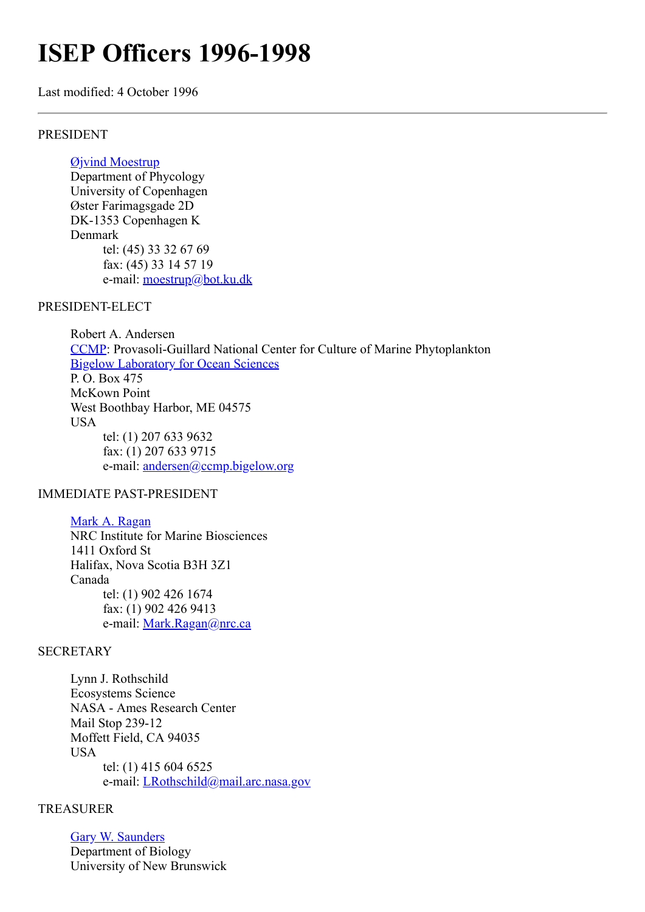# ISEP Officers 1996-1998

Last modified: 4 October 1996

---

PRESIDENT

> Øjvind Moestrup
> Department of Phycology
> University of Copenhagen
> Øster Farimagsgade 2D
> DK-1353 Copenhagen K
> Denmark
>
> > tel: (45) 33 32 67 69
> > fax: (45) 33 14 57 19
> > e-mail: moestrup@bot.ku.dk

PRESIDENT-ELECT

> Robert A. Andersen
> CCMP: Provasoli-Guillard National Center for Culture of Marine Phytoplankton
> Bigelow Laboratory for Ocean Sciences
> P. O. Box 475
> McKown Point
> West Boothbay Harbor, ME 04575
> USA
>
> > tel: (1) 207 633 9632
> > fax: (1) 207 633 9715
> > e-mail: andersen@ccmp.bigelow.org

IMMEDIATE PAST-PRESIDENT

> Mark A. Ragan
> NRC Institute for Marine Biosciences
> 1411 Oxford St
> Halifax, Nova Scotia B3H 3Z1
> Canada
>
> > tel: (1) 902 426 1674
> > fax: (1) 902 426 9413
> > e-mail: Mark.Ragan@nrc.ca

SECRETARY

> Lynn J. Rothschild
> Ecosystems Science
> NASA - Ames Research Center
> Mail Stop 239-12
> Moffett Field, CA 94035
> USA
>
> > tel: (1) 415 604 6525
> > e-mail: LRothschild@mail.arc.nasa.gov

TREASURER

> Gary W. Saunders
> Department of Biology
> University of New Brunswick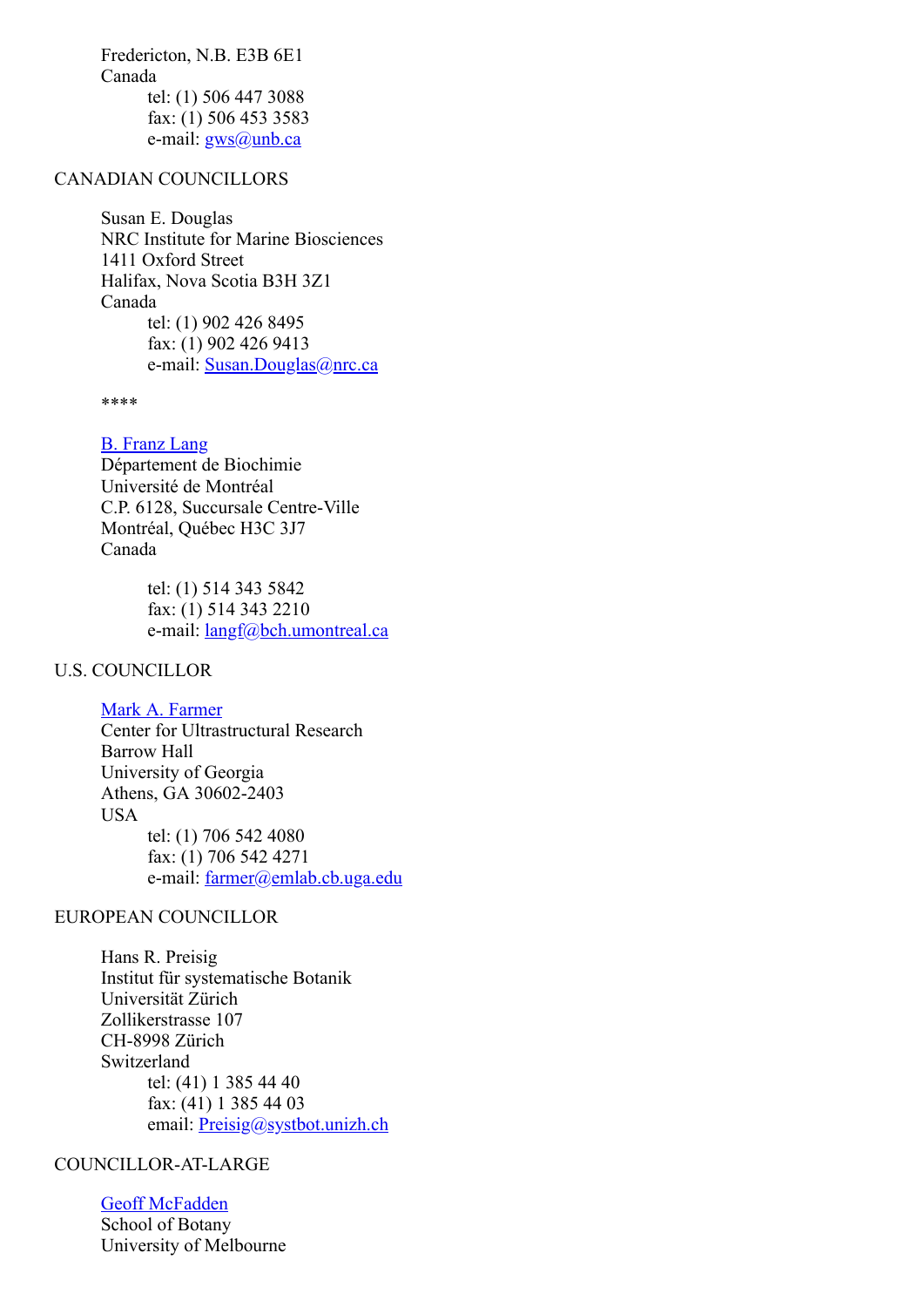Fredericton, N.B. E3B 6E1
Canada
tel: (1) 506 447 3088
fax: (1) 506 453 3583
e-mail: gws@unb.ca

CANADIAN COUNCILLORS

Susan E. Douglas
NRC Institute for Marine Biosciences
1411 Oxford Street
Halifax, Nova Scotia B3H 3Z1
Canada
tel: (1) 902 426 8495
fax: (1) 902 426 9413
e-mail: Susan.Douglas@nrc.ca

****

B. Franz Lang
Département de Biochimie
Université de Montréal
C.P. 6128, Succursale Centre-Ville
Montréal, Québec H3C 3J7
Canada

tel: (1) 514 343 5842
fax: (1) 514 343 2210
e-mail: langf@bch.umontreal.ca

U.S. COUNCILLOR

Mark A. Farmer
Center for Ultrastructural Research
Barrow Hall
University of Georgia
Athens, GA 30602-2403
USA
tel: (1) 706 542 4080
fax: (1) 706 542 4271
e-mail: farmer@emlab.cb.uga.edu

EUROPEAN COUNCILLOR

Hans R. Preisig
Institut für systematische Botanik
Universität Zürich
Zollikerstrasse 107
CH-8998 Zürich
Switzerland
tel: (41) 1 385 44 40
fax: (41) 1 385 44 03
email: Preisig@systbot.unizh.ch

COUNCILLOR-AT-LARGE

Geoff McFadden
School of Botany
University of Melbourne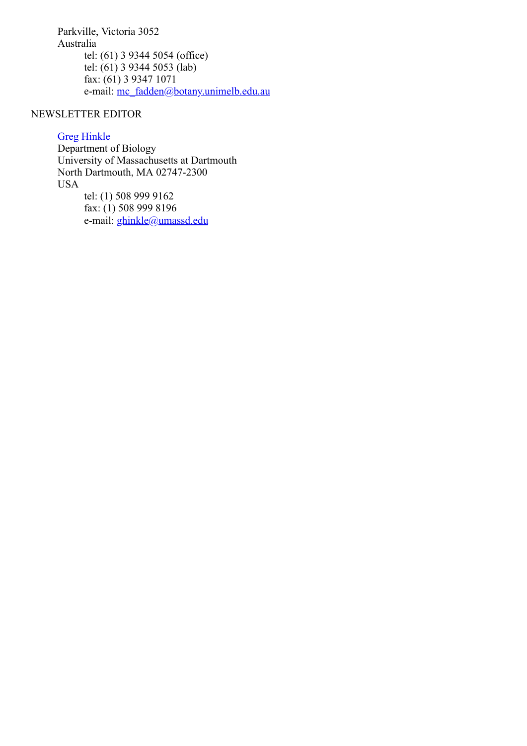Parkville, Victoria 3052
Australia
tel: (61) 3 9344 5054 (office)
tel: (61) 3 9344 5053 (lab)
fax: (61) 3 9347 1071
e-mail: mc_fadden@botany.unimelb.edu.au

NEWSLETTER EDITOR

Greg Hinkle
Department of Biology
University of Massachusetts at Dartmouth
North Dartmouth, MA 02747-2300
USA
tel: (1) 508 999 9162
fax: (1) 508 999 8196
e-mail: ghinkle@umassd.edu